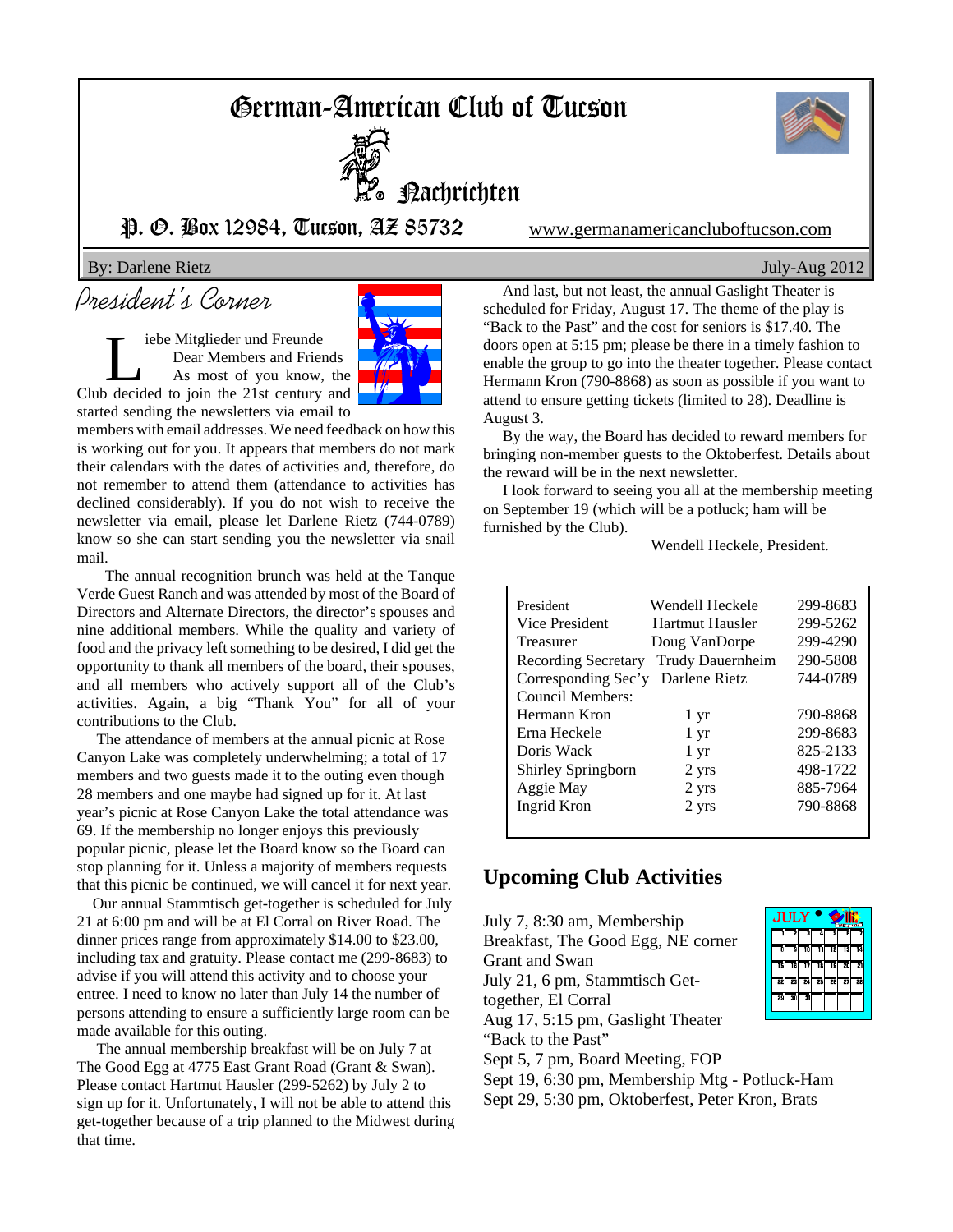# German-American Club of Tucson

## Nachrichten

P. O. Box 12984, Tucson, AZ 85732

www.germanamericancluboftucson.com

By: Darlene Rietz | July-Aug 2012

## President's Corner

Liebe Mitglieder und Freunde
Dear Members and Friends
As most of you know, the Club decided to join the 21st century and started sending the newsletters via email to members with email addresses. We need feedback on how this is working out for you. It appears that members do not mark their calendars with the dates of activities and, therefore, do not remember to attend them (attendance to activities has declined considerably). If you do not wish to receive the newsletter via email, please let Darlene Rietz (744-0789) know so she can start sending you the newsletter via snail mail.

The annual recognition brunch was held at the Tanque Verde Guest Ranch and was attended by most of the Board of Directors and Alternate Directors, the director's spouses and nine additional members. While the quality and variety of food and the privacy left something to be desired, I did get the opportunity to thank all members of the board, their spouses, and all members who actively support all of the Club's activities. Again, a big "Thank You" for all of your contributions to the Club.

The attendance of members at the annual picnic at Rose Canyon Lake was completely underwhelming; a total of 17 members and two guests made it to the outing even though 28 members and one maybe had signed up for it. At last year's picnic at Rose Canyon Lake the total attendance was 69. If the membership no longer enjoys this previously popular picnic, please let the Board know so the Board can stop planning for it. Unless a majority of members requests that this picnic be continued, we will cancel it for next year.

Our annual Stammtisch get-together is scheduled for July 21 at 6:00 pm and will be at El Corral on River Road. The dinner prices range from approximately $14.00 to $23.00, including tax and gratuity. Please contact me (299-8683) to advise if you will attend this activity and to choose your entree. I need to know no later than July 14 the number of persons attending to ensure a sufficiently large room can be made available for this outing.

The annual membership breakfast will be on July 7 at The Good Egg at 4775 East Grant Road (Grant & Swan). Please contact Hartmut Hausler (299-5262) by July 2 to sign up for it. Unfortunately, I will not be able to attend this get-together because of a trip planned to the Midwest during that time.

And last, but not least, the annual Gaslight Theater is scheduled for Friday, August 17. The theme of the play is "Back to the Past" and the cost for seniors is $17.40. The doors open at 5:15 pm; please be there in a timely fashion to enable the group to go into the theater together. Please contact Hermann Kron (790-8868) as soon as possible if you want to attend to ensure getting tickets (limited to 28). Deadline is August 3.

By the way, the Board has decided to reward members for bringing non-member guests to the Oktoberfest. Details about the reward will be in the next newsletter.

I look forward to seeing you all at the membership meeting on September 19 (which will be a potluck; ham will be furnished by the Club).

Wendell Heckele, President.

| | | |
|---|---|---|
| President | Wendell Heckele | 299-8683 |
| Vice President | Hartmut Hausler | 299-5262 |
| Treasurer | Doug VanDorpe | 299-4290 |
| Recording Secretary | Trudy Dauernheim | 290-5808 |
| Corresponding Sec'y | Darlene Rietz | 744-0789 |
| Council Members: | | |
| Hermann Kron | 1 yr | 790-8868 |
| Erna Heckele | 1 yr | 299-8683 |
| Doris Wack | 1 yr | 825-2133 |
| Shirley Springborn | 2 yrs | 498-1722 |
| Aggie May | 2 yrs | 885-7964 |
| Ingrid Kron | 2 yrs | 790-8868 |

## Upcoming Club Activities

July 7, 8:30 am, Membership Breakfast, The Good Egg, NE corner Grant and Swan
July 21, 6 pm, Stammtisch Get-together, El Corral
Aug 17, 5:15 pm, Gaslight Theater "Back to the Past"
Sept 5, 7 pm, Board Meeting, FOP
Sept 19, 6:30 pm, Membership Mtg - Potluck-Ham
Sept 29, 5:30 pm, Oktoberfest, Peter Kron, Brats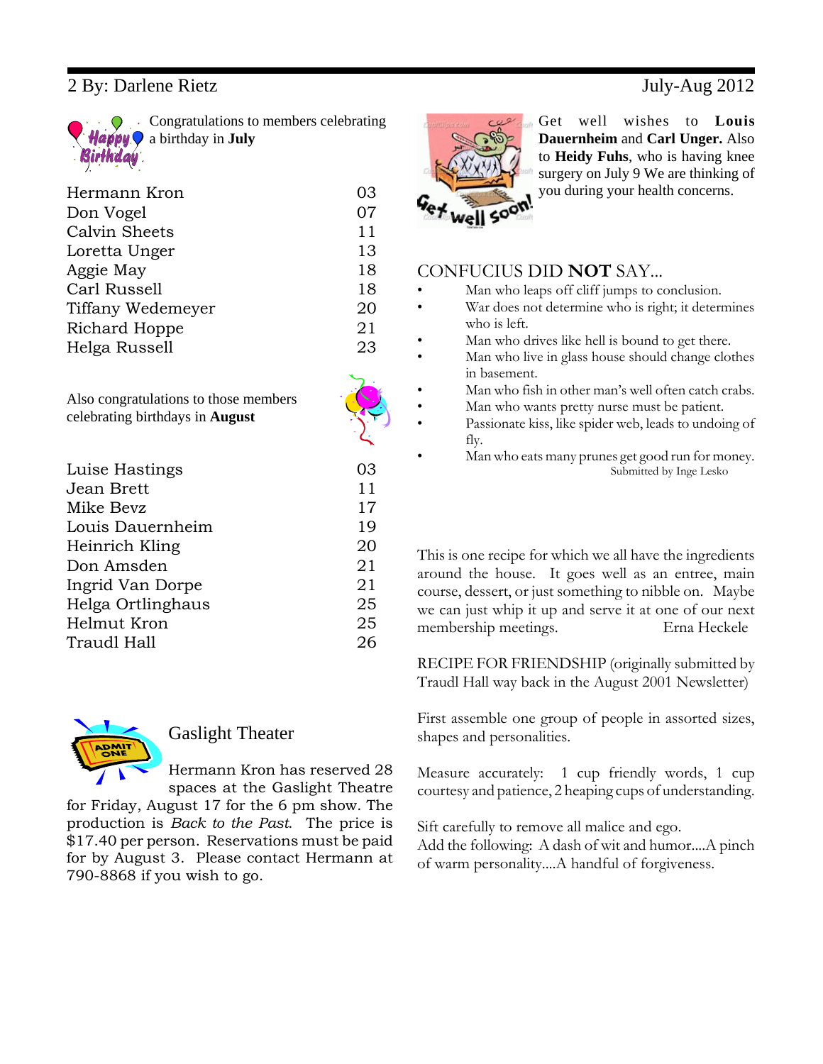By: Darlene Rietz

July-Aug 2012

Congratulations to members celebrating a birthday in **July**

| | |
|---|---|
| Hermann Kron | 03 |
| Don Vogel | 07 |
| Calvin Sheets | 11 |
| Loretta Unger | 13 |
| Aggie May | 18 |
| Carl Russell | 18 |
| Tiffany Wedemeyer | 20 |
| Richard Hoppe | 21 |
| Helga Russell | 23 |

Also congratulations to those members celebrating birthdays in **August**

| | |
|---|---|
| Luise Hastings | 03 |
| Jean Brett | 11 |
| Mike Bevz | 17 |
| Louis Dauernheim | 19 |
| Heinrich Kling | 20 |
| Don Amsden | 21 |
| Ingrid Van Dorpe | 21 |
| Helga Ortlinghaus | 25 |
| Helmut Kron | 25 |
| Traudl Hall | 26 |

## Gaslight Theater

Hermann Kron has reserved 28 spaces at the Gaslight Theatre for Friday, August 17 for the 6 pm show. The production is *Back to the Past*. The price is $17.40 per person. Reservations must be paid for by August 3. Please contact Hermann at 790-8868 if you wish to go.

Get well wishes to **Louis Dauernheim** and **Carl Unger.** Also to **Heidy Fuhs**, who is having knee surgery on July 9 We are thinking of you during your health concerns.

## CONFUCIUS DID **NOT** SAY...

- Man who leaps off cliff jumps to conclusion.
- War does not determine who is right; it determines who is left.
- Man who drives like hell is bound to get there.
- Man who live in glass house should change clothes in basement.
- Man who fish in other man's well often catch crabs.
- Man who wants pretty nurse must be patient.
- Passionate kiss, like spider web, leads to undoing of fly.
- Man who eats many prunes get good run for money.

Submitted by Inge Lesko

This is one recipe for which we all have the ingredients around the house. It goes well as an entree, main course, dessert, or just something to nibble on. Maybe we can just whip it up and serve it at one of our next membership meetings. Erna Heckele

RECIPE FOR FRIENDSHIP (originally submitted by Traudl Hall way back in the August 2001 Newsletter)

First assemble one group of people in assorted sizes, shapes and personalities.

Measure accurately: 1 cup friendly words, 1 cup courtesy and patience, 2 heaping cups of understanding.

Sift carefully to remove all malice and ego.
Add the following: A dash of wit and humor....A pinch of warm personality....A handful of forgiveness.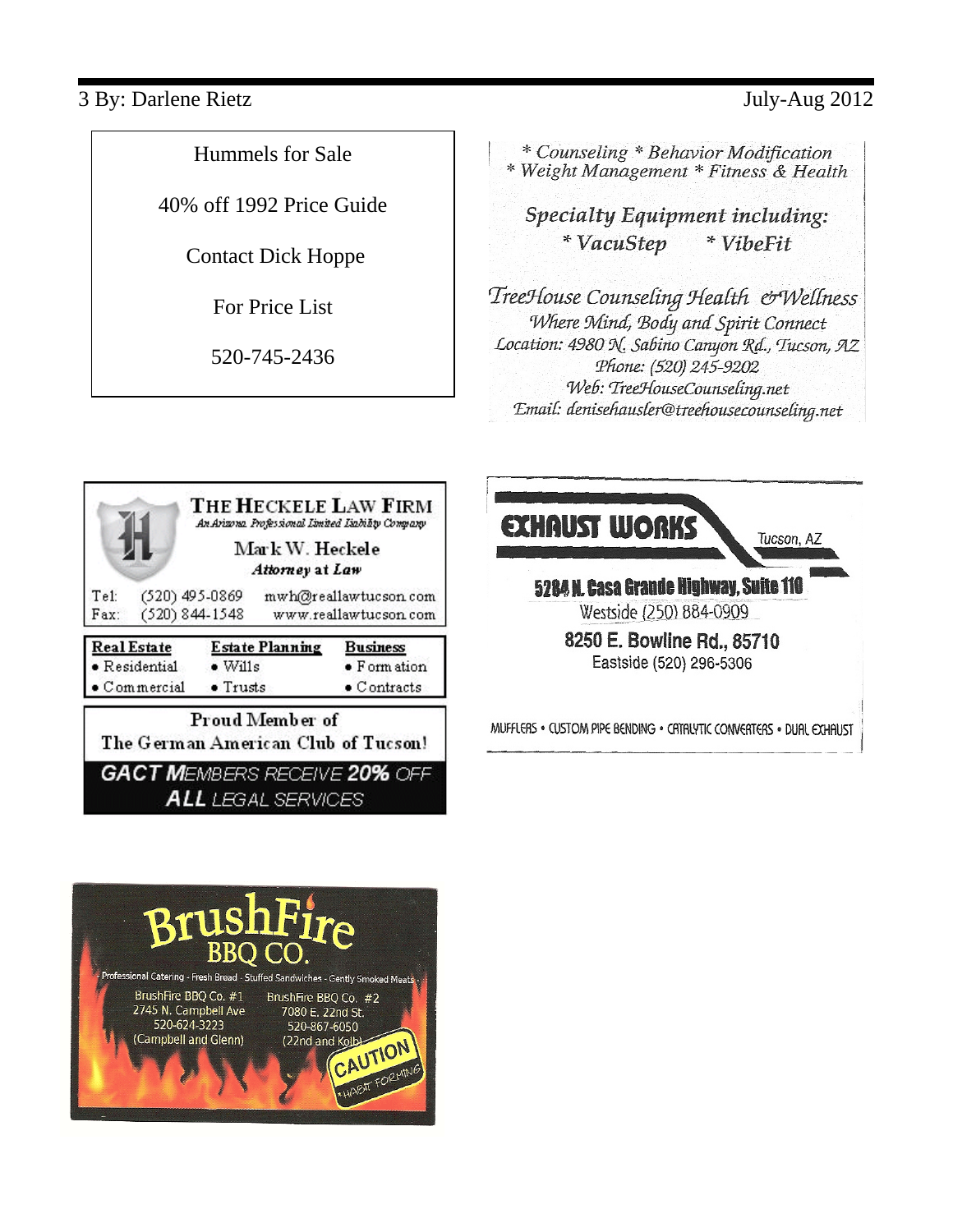Hummels for Sale

40% off 1992 Price Guide

Contact Dick Hoppe

For Price List

520-745-2436

---

*\* Counseling \* Behavior Modification*
*\* Weight Management \* Fitness & Health*

***Specialty Equipment including:***
***\* VacuStep \* VibeFit***

*TreeHouse Counseling Health & Wellness*
*Where Mind, Body and Spirit Connect*
*Location: 4980 N. Sabino Canyon Rd., Tucson, AZ*
*Phone: (520) 245-9202*
*Web: TreeHouseCounseling.net*
*Email: denisehausler@treehousecounseling.net*

---

**THE HECKELE LAW FIRM**
*An Arizona Professional Limited Liability Company*

Mark W. Heckele
*Attorney at Law*

Tel: (520) 495-0869 mwh@reallawtucson.com
Fax: (520) 844-1548 www.reallawtucson.com

| Real Estate | Estate Planning | Business |
|---|---|---|
| • Residential | • Wills | • Formation |
| • Commercial | • Trusts | • Contracts |

Proud Member of
The German American Club of Tucson!

**GACT MEMBERS RECEIVE 20% OFF ALL LEGAL SERVICES**

---

**EXHAUST WORKS** Tucson, AZ

**5284 N. Casa Grande Highway, Suite 110**
Westside (250) 884-0909

**8250 E. Bowline Rd., 85710**
Eastside (520) 296-5306

MUFFLERS • CUSTOM PIPE BENDING • CATALYTIC CONVERTERS • DUAL EXHAUST

---

**BrushFire BBQ CO.**

Professional Catering - Fresh Bread - Stuffed Sandwiches - Gently Smoked Meats

BrushFire BBQ Co. #1
2745 N. Campbell Ave
520-624-3223
(Campbell and Glenn)

BrushFire BBQ Co. #2
7080 E. 22nd St.
520-867-6050
(22nd and Kolb)

CAUTION
\*HABIT FORMING